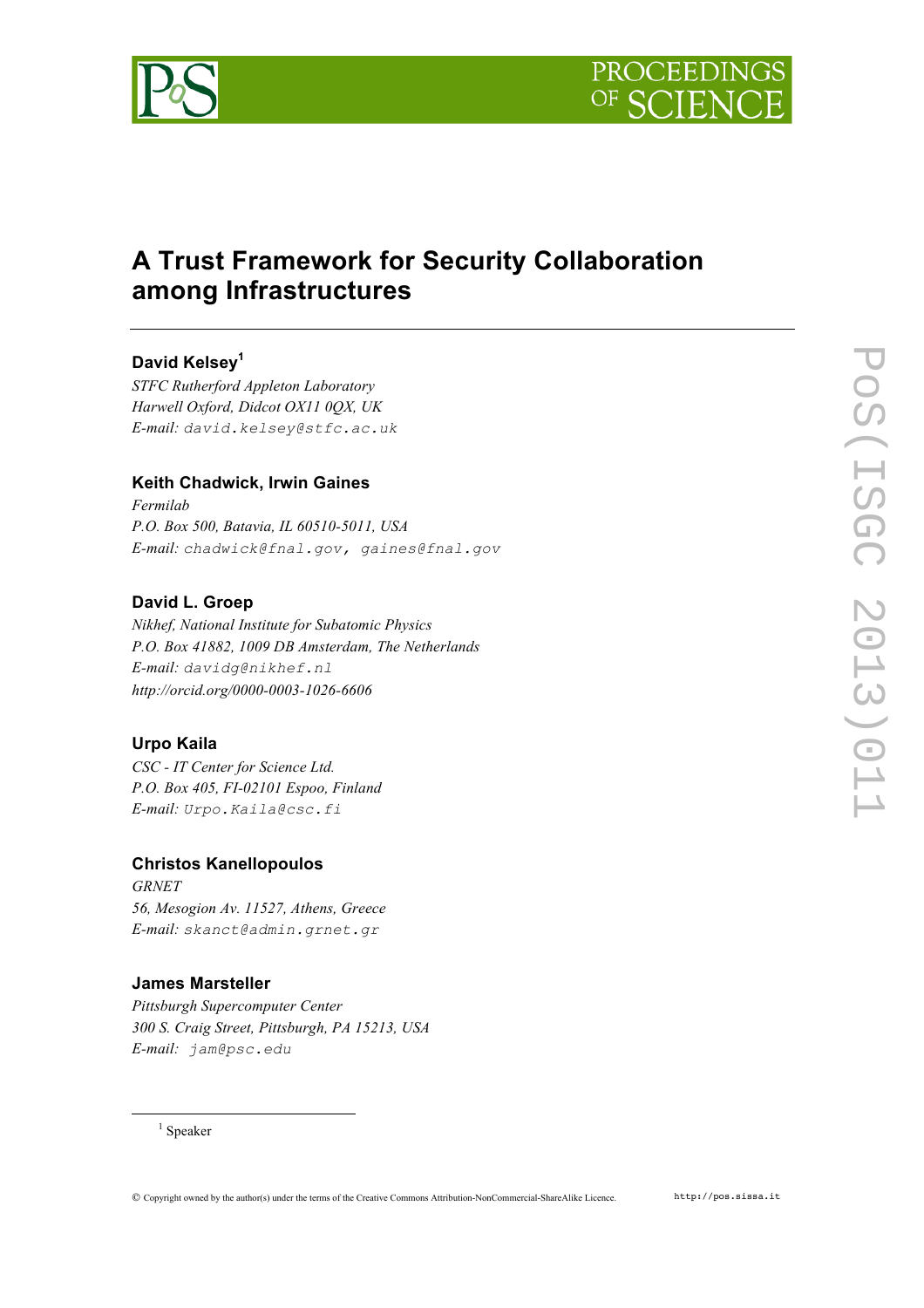# A Trust Framework for Security Collaboration among Infrastructures

**David Kelsey**[1]

*STFC Rutherford Appleton Laboratory*
*Harwell Oxford, Didcot OX11 0QX, UK*
*E-mail:* david.kelsey@stfc.ac.uk

**Keith Chadwick, Irwin Gaines**

*Fermilab*
*P.O. Box 500, Batavia, IL 60510-5011, USA*
*E-mail:* chadwick@fnal.gov, gaines@fnal.gov

**David L. Groep**

*Nikhef, National Institute for Subatomic Physics*
*P.O. Box 41882, 1009 DB Amsterdam, The Netherlands*
*E-mail:* davidg@nikhef.nl
*http://orcid.org/0000-0003-1026-6606*

**Urpo Kaila**

*CSC - IT Center for Science Ltd.*
*P.O. Box 405, FI-02101 Espoo, Finland*
*E-mail:* Urpo.Kaila@csc.fi

**Christos Kanellopoulos**

*GRNET*
*56, Mesogion Av. 11527, Athens, Greece*
*E-mail:* skanct@admin.grnet.gr

**James Marsteller**

*Pittsburgh Supercomputer Center*
*300 S. Craig Street, Pittsburgh, PA 15213, USA*
*E-mail:* jam@psc.edu

[1] Speaker

© Copyright owned by the author(s) under the terms of the Creative Commons Attribution-NonCommercial-ShareAlike Licence.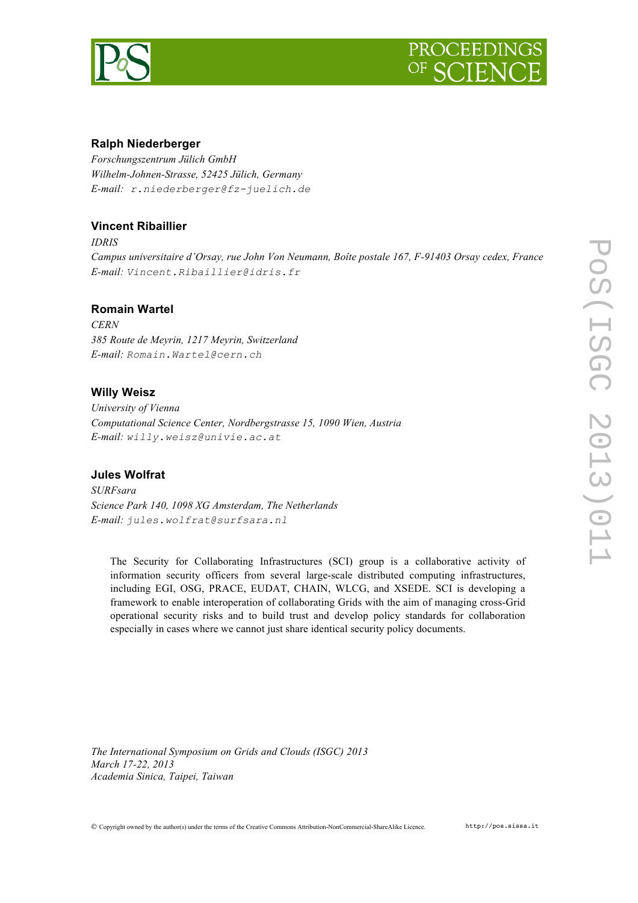**Ralph Niederberger**

*Forschungszentrum Jülich GmbH*
*Wilhelm-Johnen-Strasse, 52425 Jülich, Germany*
*E-mail:* `r.niederberger@fz-juelich.de`

**Vincent Ribaillier**

*IDRIS*
*Campus universitaire d'Orsay, rue John Von Neumann, Boîte postale 167, F-91403 Orsay cedex, France*
*E-mail:* `Vincent.Ribaillier@idris.fr`

**Romain Wartel**

*CERN*
*385 Route de Meyrin, 1217 Meyrin, Switzerland*
*E-mail:* `Romain.Wartel@cern.ch`

**Willy Weisz**

*University of Vienna*
*Computational Science Center, Nordbergstrasse 15, 1090 Wien, Austria*
*E-mail:* `willy.weisz@univie.ac.at`

**Jules Wolfrat**

*SURFsara*
*Science Park 140, 1098 XG Amsterdam, The Netherlands*
*E-mail:* `jules.wolfrat@surfsara.nl`

The Security for Collaborating Infrastructures (SCI) group is a collaborative activity of information security officers from several large-scale distributed computing infrastructures, including EGI, OSG, PRACE, EUDAT, CHAIN, WLCG, and XSEDE. SCI is developing a framework to enable interoperation of collaborating Grids with the aim of managing cross-Grid operational security risks and to build trust and develop policy standards for collaboration especially in cases where we cannot just share identical security policy documents.

*The International Symposium on Grids and Clouds (ISGC) 2013*
*March 17-22, 2013*
*Academia Sinica, Taipei, Taiwan*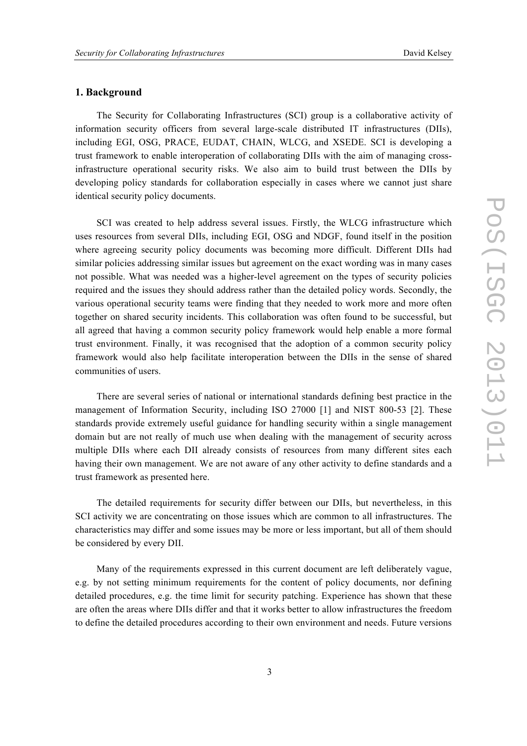## 1. Background

The Security for Collaborating Infrastructures (SCI) group is a collaborative activity of information security officers from several large-scale distributed IT infrastructures (DIIs), including EGI, OSG, PRACE, EUDAT, CHAIN, WLCG, and XSEDE. SCI is developing a trust framework to enable interoperation of collaborating DIIs with the aim of managing cross-infrastructure operational security risks. We also aim to build trust between the DIIs by developing policy standards for collaboration especially in cases where we cannot just share identical security policy documents.

SCI was created to help address several issues. Firstly, the WLCG infrastructure which uses resources from several DIIs, including EGI, OSG and NDGF, found itself in the position where agreeing security policy documents was becoming more difficult. Different DIIs had similar policies addressing similar issues but agreement on the exact wording was in many cases not possible. What was needed was a higher-level agreement on the types of security policies required and the issues they should address rather than the detailed policy words. Secondly, the various operational security teams were finding that they needed to work more and more often together on shared security incidents. This collaboration was often found to be successful, but all agreed that having a common security policy framework would help enable a more formal trust environment. Finally, it was recognised that the adoption of a common security policy framework would also help facilitate interoperation between the DIIs in the sense of shared communities of users.

There are several series of national or international standards defining best practice in the management of Information Security, including ISO 27000 [1] and NIST 800-53 [2]. These standards provide extremely useful guidance for handling security within a single management domain but are not really of much use when dealing with the management of security across multiple DIIs where each DII already consists of resources from many different sites each having their own management. We are not aware of any other activity to define standards and a trust framework as presented here.

The detailed requirements for security differ between our DIIs, but nevertheless, in this SCI activity we are concentrating on those issues which are common to all infrastructures. The characteristics may differ and some issues may be more or less important, but all of them should be considered by every DII.

Many of the requirements expressed in this current document are left deliberately vague, e.g. by not setting minimum requirements for the content of policy documents, nor defining detailed procedures, e.g. the time limit for security patching. Experience has shown that these are often the areas where DIIs differ and that it works better to allow infrastructures the freedom to define the detailed procedures according to their own environment and needs. Future versions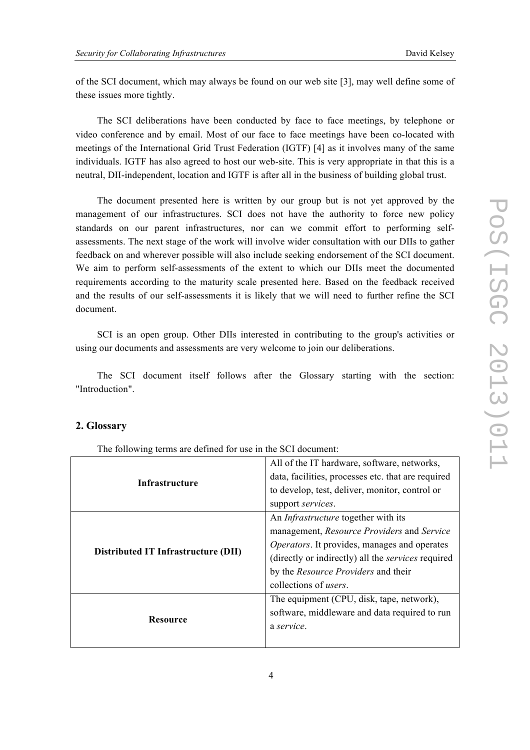of the SCI document, which may always be found on our web site [3], may well define some of these issues more tightly.

The SCI deliberations have been conducted by face to face meetings, by telephone or video conference and by email. Most of our face to face meetings have been co-located with meetings of the International Grid Trust Federation (IGTF) [4] as it involves many of the same individuals. IGTF has also agreed to host our web-site. This is very appropriate in that this is a neutral, DII-independent, location and IGTF is after all in the business of building global trust.

The document presented here is written by our group but is not yet approved by the management of our infrastructures. SCI does not have the authority to force new policy standards on our parent infrastructures, nor can we commit effort to performing self-assessments. The next stage of the work will involve wider consultation with our DIIs to gather feedback on and wherever possible will also include seeking endorsement of the SCI document. We aim to perform self-assessments of the extent to which our DIIs meet the documented requirements according to the maturity scale presented here. Based on the feedback received and the results of our self-assessments it is likely that we will need to further refine the SCI document.

SCI is an open group. Other DIIs interested in contributing to the group's activities or using our documents and assessments are very welcome to join our deliberations.

The SCI document itself follows after the Glossary starting with the section: "Introduction".

## 2. Glossary

The following terms are defined for use in the SCI document:

| Term | Definition |
|---|---|
| **Infrastructure** | All of the IT hardware, software, networks, data, facilities, processes etc. that are required to develop, test, deliver, monitor, control or support *services*. |
| **Distributed IT Infrastructure (DII)** | An *Infrastructure* together with its management, *Resource Providers* and *Service Operators*. It provides, manages and operates (directly or indirectly) all the *services* required by the *Resource Providers* and their collections of *users*. |
| **Resource** | The equipment (CPU, disk, tape, network), software, middleware and data required to run a *service*. |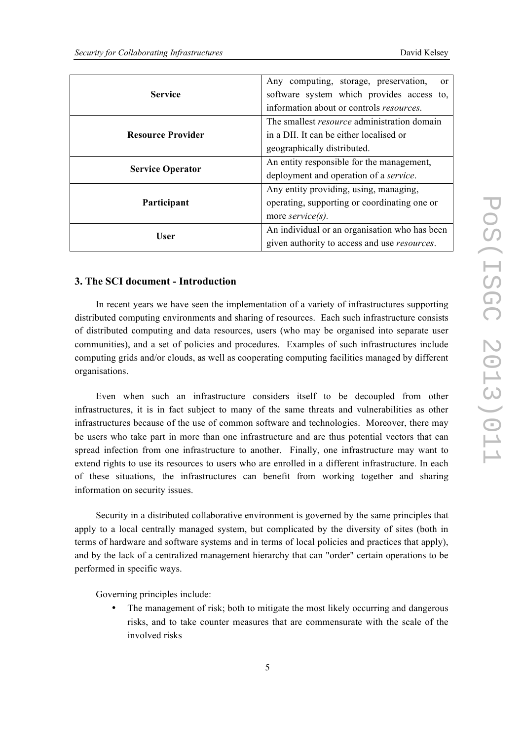| | |
|---|---|
| **Service** | Any computing, storage, preservation, or software system which provides access to, information about or controls *resources.* |
| **Resource Provider** | The smallest *resource* administration domain in a DII. It can be either localised or geographically distributed. |
| **Service Operator** | An entity responsible for the management, deployment and operation of a *service*. |
| **Participant** | Any entity providing, using, managing, operating, supporting or coordinating one or more *service(s).* |
| **User** | An individual or an organisation who has been given authority to access and use *resources*. |

## 3. The SCI document - Introduction

In recent years we have seen the implementation of a variety of infrastructures supporting distributed computing environments and sharing of resources. Each such infrastructure consists of distributed computing and data resources, users (who may be organised into separate user communities), and a set of policies and procedures. Examples of such infrastructures include computing grids and/or clouds, as well as cooperating computing facilities managed by different organisations.

Even when such an infrastructure considers itself to be decoupled from other infrastructures, it is in fact subject to many of the same threats and vulnerabilities as other infrastructures because of the use of common software and technologies. Moreover, there may be users who take part in more than one infrastructure and are thus potential vectors that can spread infection from one infrastructure to another. Finally, one infrastructure may want to extend rights to use its resources to users who are enrolled in a different infrastructure. In each of these situations, the infrastructures can benefit from working together and sharing information on security issues.

Security in a distributed collaborative environment is governed by the same principles that apply to a local centrally managed system, but complicated by the diversity of sites (both in terms of hardware and software systems and in terms of local policies and practices that apply), and by the lack of a centralized management hierarchy that can "order" certain operations to be performed in specific ways.

Governing principles include:

- The management of risk; both to mitigate the most likely occurring and dangerous risks, and to take counter measures that are commensurate with the scale of the involved risks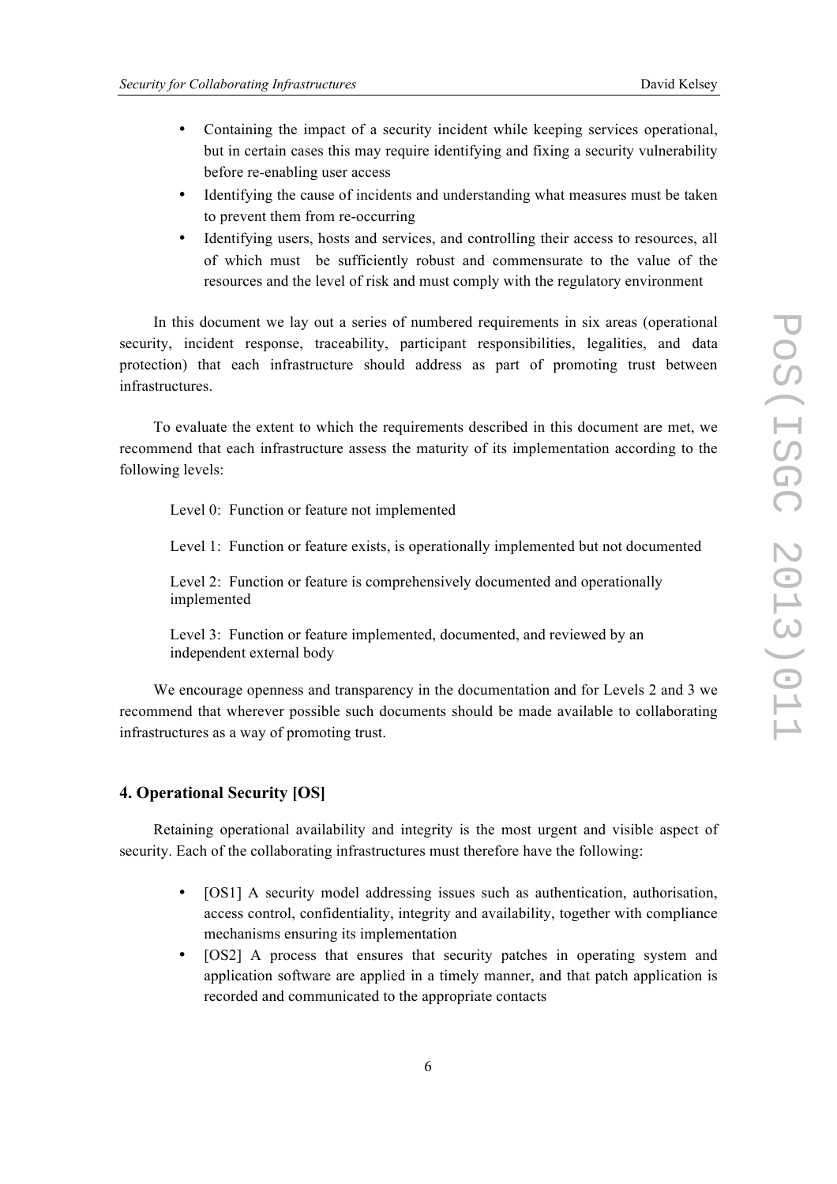- Containing the impact of a security incident while keeping services operational, but in certain cases this may require identifying and fixing a security vulnerability before re-enabling user access
- Identifying the cause of incidents and understanding what measures must be taken to prevent them from re-occurring
- Identifying users, hosts and services, and controlling their access to resources, all of which must be sufficiently robust and commensurate to the value of the resources and the level of risk and must comply with the regulatory environment

In this document we lay out a series of numbered requirements in six areas (operational security, incident response, traceability, participant responsibilities, legalities, and data protection) that each infrastructure should address as part of promoting trust between infrastructures.

To evaluate the extent to which the requirements described in this document are met, we recommend that each infrastructure assess the maturity of its implementation according to the following levels:

Level 0: Function or feature not implemented

Level 1: Function or feature exists, is operationally implemented but not documented

Level 2: Function or feature is comprehensively documented and operationally implemented

Level 3: Function or feature implemented, documented, and reviewed by an independent external body

We encourage openness and transparency in the documentation and for Levels 2 and 3 we recommend that wherever possible such documents should be made available to collaborating infrastructures as a way of promoting trust.

## 4. Operational Security [OS]

Retaining operational availability and integrity is the most urgent and visible aspect of security. Each of the collaborating infrastructures must therefore have the following:

- [OS1] A security model addressing issues such as authentication, authorisation, access control, confidentiality, integrity and availability, together with compliance mechanisms ensuring its implementation
- [OS2] A process that ensures that security patches in operating system and application software are applied in a timely manner, and that patch application is recorded and communicated to the appropriate contacts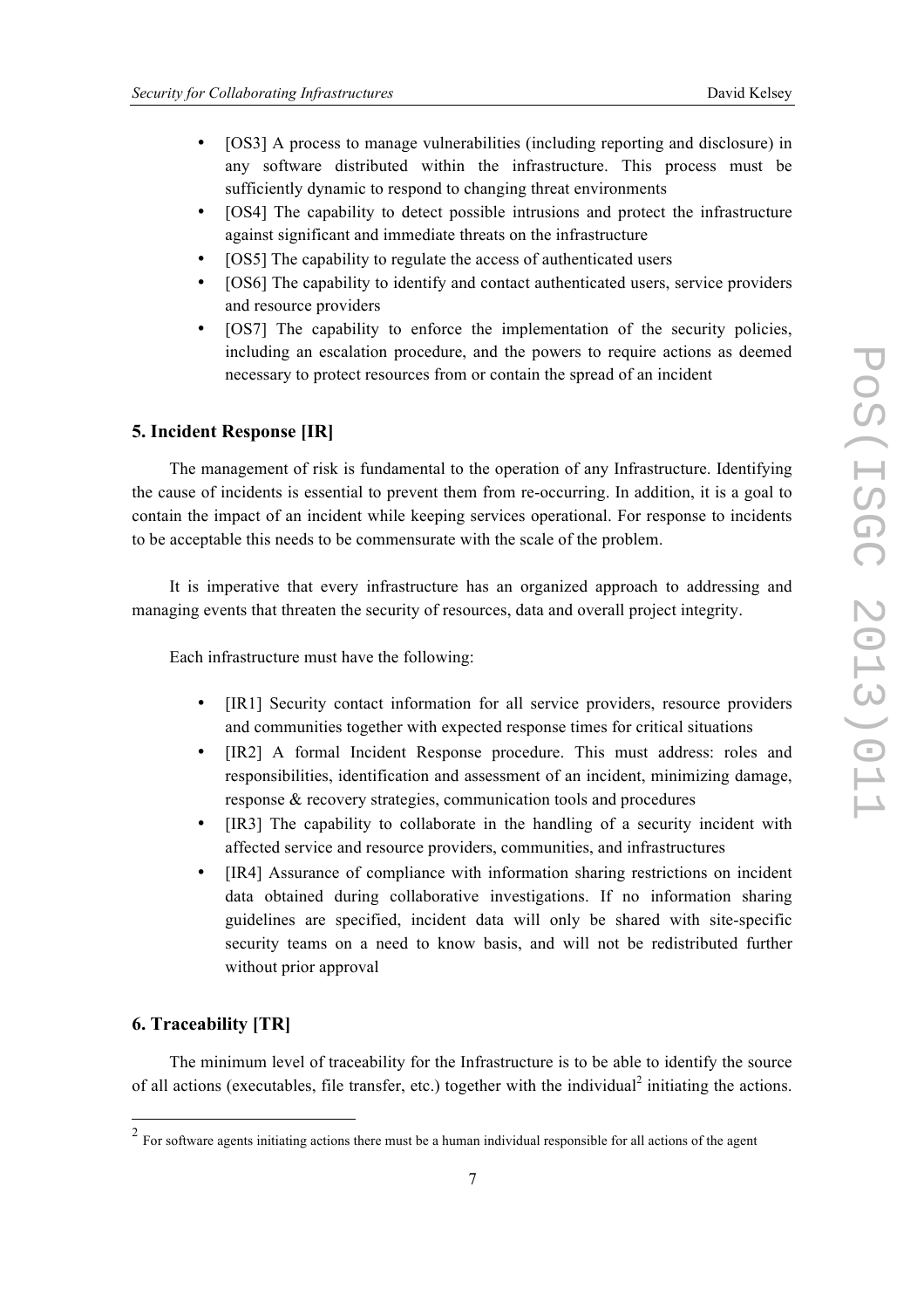- [OS3] A process to manage vulnerabilities (including reporting and disclosure) in any software distributed within the infrastructure. This process must be sufficiently dynamic to respond to changing threat environments
- [OS4] The capability to detect possible intrusions and protect the infrastructure against significant and immediate threats on the infrastructure
- [OS5] The capability to regulate the access of authenticated users
- [OS6] The capability to identify and contact authenticated users, service providers and resource providers
- [OS7] The capability to enforce the implementation of the security policies, including an escalation procedure, and the powers to require actions as deemed necessary to protect resources from or contain the spread of an incident

## 5. Incident Response [IR]

The management of risk is fundamental to the operation of any Infrastructure. Identifying the cause of incidents is essential to prevent them from re-occurring. In addition, it is a goal to contain the impact of an incident while keeping services operational. For response to incidents to be acceptable this needs to be commensurate with the scale of the problem.

It is imperative that every infrastructure has an organized approach to addressing and managing events that threaten the security of resources, data and overall project integrity.

Each infrastructure must have the following:

- [IR1] Security contact information for all service providers, resource providers and communities together with expected response times for critical situations
- [IR2] A formal Incident Response procedure. This must address: roles and responsibilities, identification and assessment of an incident, minimizing damage, response & recovery strategies, communication tools and procedures
- [IR3] The capability to collaborate in the handling of a security incident with affected service and resource providers, communities, and infrastructures
- [IR4] Assurance of compliance with information sharing restrictions on incident data obtained during collaborative investigations. If no information sharing guidelines are specified, incident data will only be shared with site-specific security teams on a need to know basis, and will not be redistributed further without prior approval

## 6. Traceability [TR]

The minimum level of traceability for the Infrastructure is to be able to identify the source of all actions (executables, file transfer, etc.) together with the individual[2] initiating the actions.

[2] For software agents initiating actions there must be a human individual responsible for all actions of the agent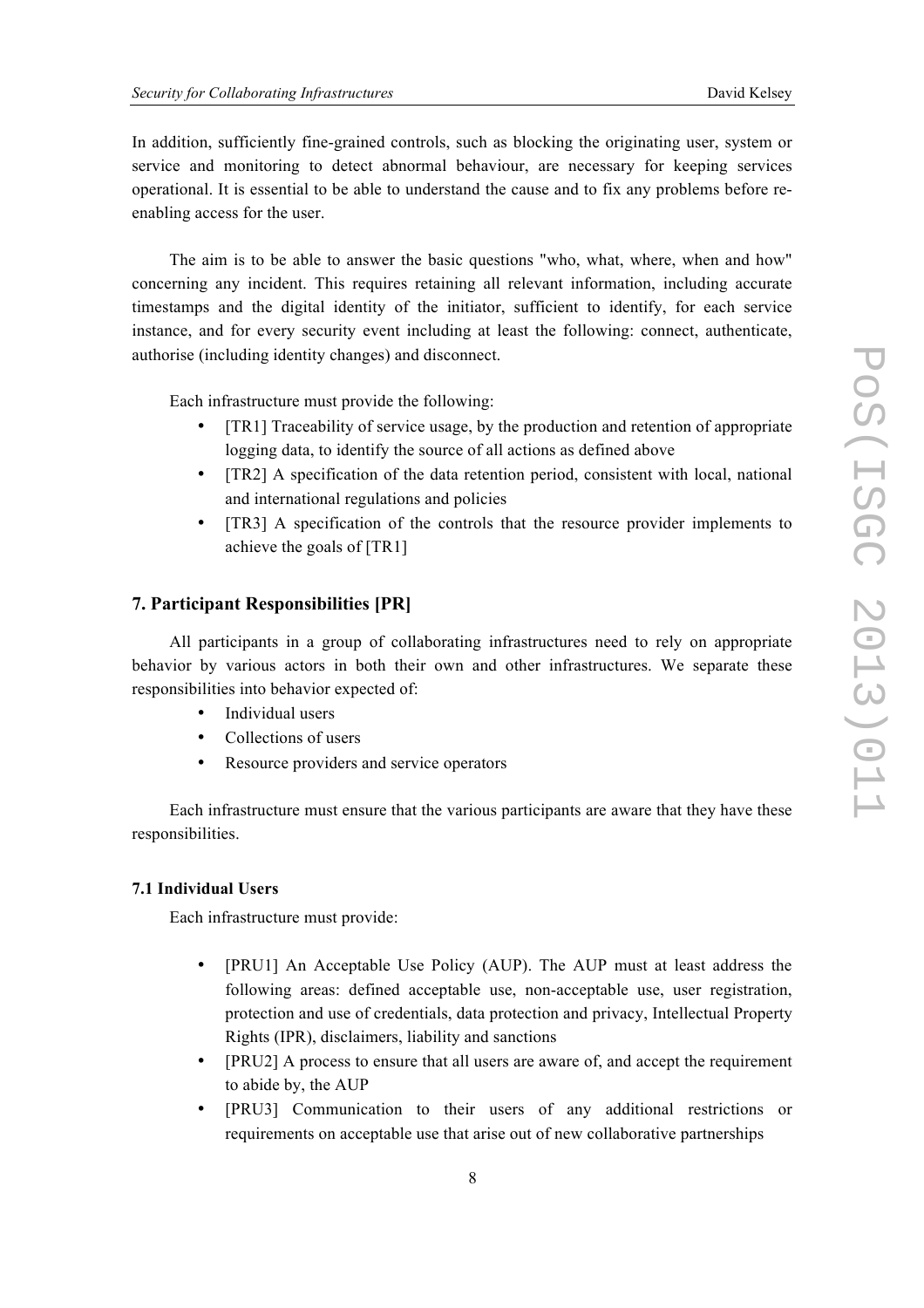In addition, sufficiently fine-grained controls, such as blocking the originating user, system or service and monitoring to detect abnormal behaviour, are necessary for keeping services operational. It is essential to be able to understand the cause and to fix any problems before re-enabling access for the user.

The aim is to be able to answer the basic questions "who, what, where, when and how" concerning any incident. This requires retaining all relevant information, including accurate timestamps and the digital identity of the initiator, sufficient to identify, for each service instance, and for every security event including at least the following: connect, authenticate, authorise (including identity changes) and disconnect.

Each infrastructure must provide the following:

- [TR1] Traceability of service usage, by the production and retention of appropriate logging data, to identify the source of all actions as defined above
- [TR2] A specification of the data retention period, consistent with local, national and international regulations and policies
- [TR3] A specification of the controls that the resource provider implements to achieve the goals of [TR1]

## 7. Participant Responsibilities [PR]

All participants in a group of collaborating infrastructures need to rely on appropriate behavior by various actors in both their own and other infrastructures. We separate these responsibilities into behavior expected of:

- Individual users
- Collections of users
- Resource providers and service operators

Each infrastructure must ensure that the various participants are aware that they have these responsibilities.

### 7.1 Individual Users

Each infrastructure must provide:

- [PRU1] An Acceptable Use Policy (AUP). The AUP must at least address the following areas: defined acceptable use, non-acceptable use, user registration, protection and use of credentials, data protection and privacy, Intellectual Property Rights (IPR), disclaimers, liability and sanctions
- [PRU2] A process to ensure that all users are aware of, and accept the requirement to abide by, the AUP
- [PRU3] Communication to their users of any additional restrictions or requirements on acceptable use that arise out of new collaborative partnerships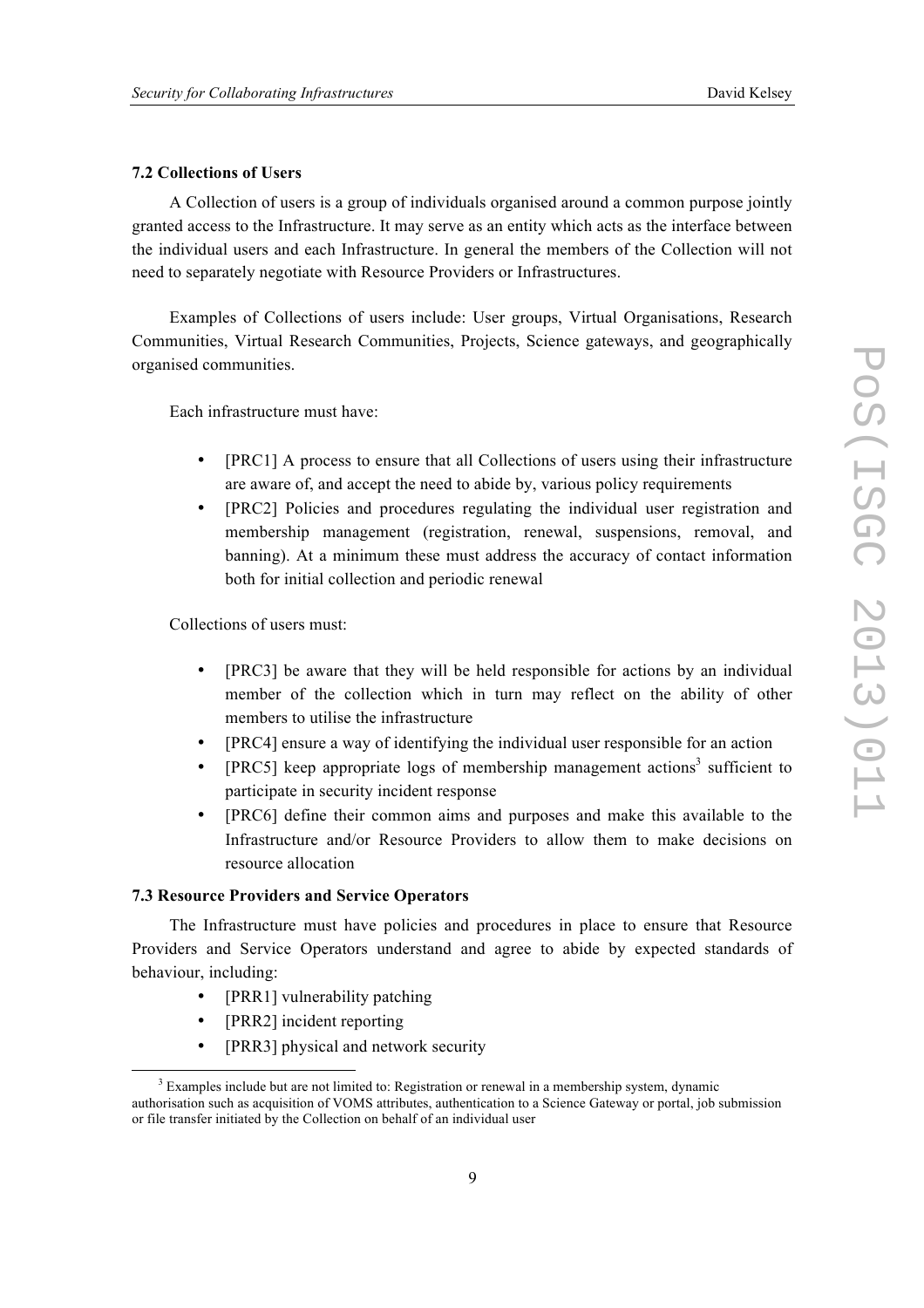### 7.2 Collections of Users

A Collection of users is a group of individuals organised around a common purpose jointly granted access to the Infrastructure. It may serve as an entity which acts as the interface between the individual users and each Infrastructure. In general the members of the Collection will not need to separately negotiate with Resource Providers or Infrastructures.

Examples of Collections of users include: User groups, Virtual Organisations, Research Communities, Virtual Research Communities, Projects, Science gateways, and geographically organised communities.

Each infrastructure must have:

- [PRC1] A process to ensure that all Collections of users using their infrastructure are aware of, and accept the need to abide by, various policy requirements
- [PRC2] Policies and procedures regulating the individual user registration and membership management (registration, renewal, suspensions, removal, and banning). At a minimum these must address the accuracy of contact information both for initial collection and periodic renewal

Collections of users must:

- [PRC3] be aware that they will be held responsible for actions by an individual member of the collection which in turn may reflect on the ability of other members to utilise the infrastructure
- [PRC4] ensure a way of identifying the individual user responsible for an action
- [PRC5] keep appropriate logs of membership management actions[3] sufficient to participate in security incident response
- [PRC6] define their common aims and purposes and make this available to the Infrastructure and/or Resource Providers to allow them to make decisions on resource allocation

### 7.3 Resource Providers and Service Operators

The Infrastructure must have policies and procedures in place to ensure that Resource Providers and Service Operators understand and agree to abide by expected standards of behaviour, including:

- [PRR1] vulnerability patching
- [PRR2] incident reporting
- [PRR3] physical and network security

[3] Examples include but are not limited to: Registration or renewal in a membership system, dynamic authorisation such as acquisition of VOMS attributes, authentication to a Science Gateway or portal, job submission or file transfer initiated by the Collection on behalf of an individual user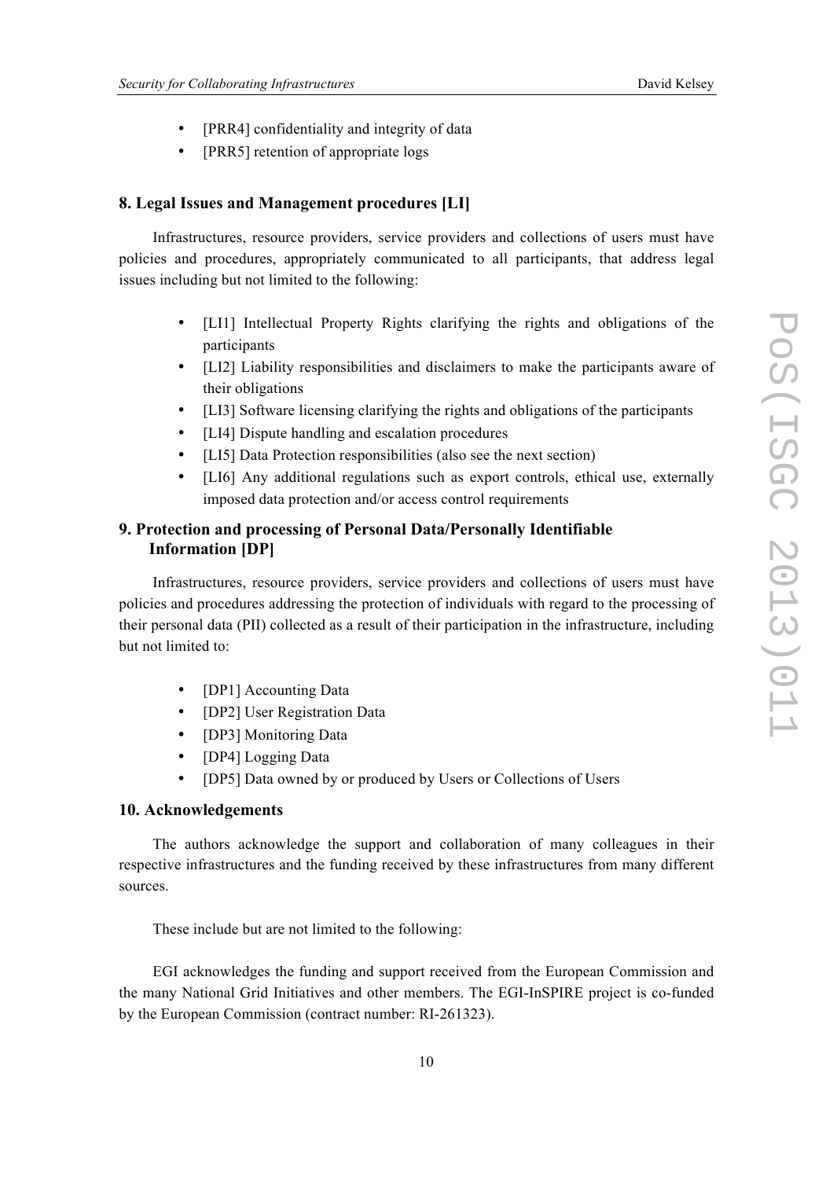- [PRR4] confidentiality and integrity of data
- [PRR5] retention of appropriate logs

## 8. Legal Issues and Management procedures [LI]

Infrastructures, resource providers, service providers and collections of users must have policies and procedures, appropriately communicated to all participants, that address legal issues including but not limited to the following:

- [LI1] Intellectual Property Rights clarifying the rights and obligations of the participants
- [LI2] Liability responsibilities and disclaimers to make the participants aware of their obligations
- [LI3] Software licensing clarifying the rights and obligations of the participants
- [LI4] Dispute handling and escalation procedures
- [LI5] Data Protection responsibilities (also see the next section)
- [LI6] Any additional regulations such as export controls, ethical use, externally imposed data protection and/or access control requirements

## 9. Protection and processing of Personal Data/Personally Identifiable Information [DP]

Infrastructures, resource providers, service providers and collections of users must have policies and procedures addressing the protection of individuals with regard to the processing of their personal data (PII) collected as a result of their participation in the infrastructure, including but not limited to:

- [DP1] Accounting Data
- [DP2] User Registration Data
- [DP3] Monitoring Data
- [DP4] Logging Data
- [DP5] Data owned by or produced by Users or Collections of Users

## 10. Acknowledgements

The authors acknowledge the support and collaboration of many colleagues in their respective infrastructures and the funding received by these infrastructures from many different sources.

These include but are not limited to the following:

EGI acknowledges the funding and support received from the European Commission and the many National Grid Initiatives and other members. The EGI-InSPIRE project is co-funded by the European Commission (contract number: RI-261323).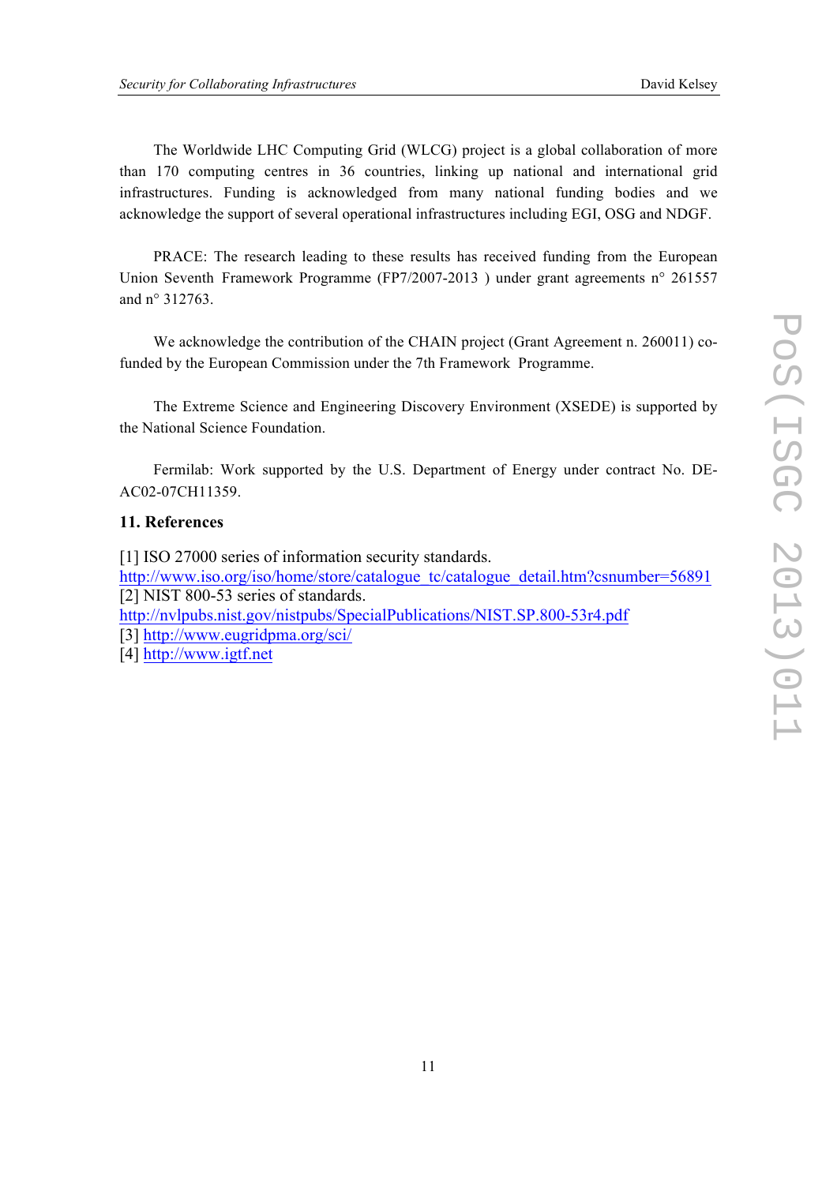The Worldwide LHC Computing Grid (WLCG) project is a global collaboration of more than 170 computing centres in 36 countries, linking up national and international grid infrastructures. Funding is acknowledged from many national funding bodies and we acknowledge the support of several operational infrastructures including EGI, OSG and NDGF.

PRACE: The research leading to these results has received funding from the European Union Seventh Framework Programme (FP7/2007-2013 ) under grant agreements n° 261557 and n° 312763.

We acknowledge the contribution of the CHAIN project (Grant Agreement n. 260011) co-funded by the European Commission under the 7th Framework Programme.

The Extreme Science and Engineering Discovery Environment (XSEDE) is supported by the National Science Foundation.

Fermilab: Work supported by the U.S. Department of Energy under contract No. DE-AC02-07CH11359.

## 11. References

[1] ISO 27000 series of information security standards.
http://www.iso.org/iso/home/store/catalogue_tc/catalogue_detail.htm?csnumber=56891
[2] NIST 800-53 series of standards.
http://nvlpubs.nist.gov/nistpubs/SpecialPublications/NIST.SP.800-53r4.pdf
[3] http://www.eugridpma.org/sci/
[4] http://www.igtf.net